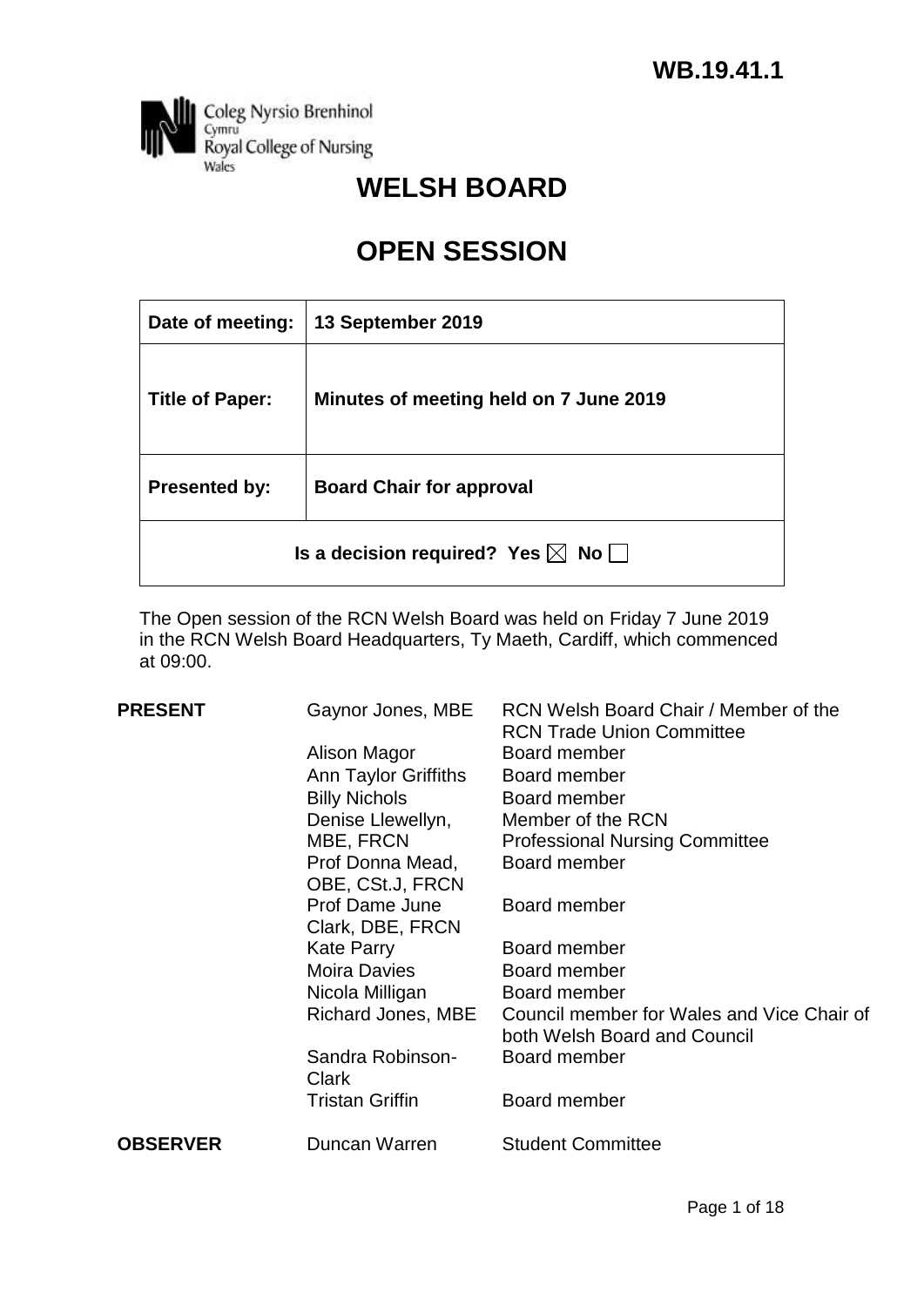**WB.19.41.1**

Coleg Nyrsio Brenhinol
Cymru
Royal College of Nursing
Wales

# WELSH BOARD

# OPEN SESSION

| | |
|---|---|
| **Date of meeting:** | **13 September 2019** |
| **Title of Paper:** | **Minutes of meeting held on 7 June 2019** |
| **Presented by:** | **Board Chair for approval** |
| **Is a decision required? Yes ☒ No ☐** | |

The Open session of the RCN Welsh Board was held on Friday 7 June 2019 in the RCN Welsh Board Headquarters, Ty Maeth, Cardiff, which commenced at 09:00.

| | | |
|---|---|---|
| **PRESENT** | Gaynor Jones, MBE | RCN Welsh Board Chair / Member of the RCN Trade Union Committee |
| | Alison Magor | Board member |
| | Ann Taylor Griffiths | Board member |
| | Billy Nichols | Board member |
| | Denise Llewellyn, MBE, FRCN | Member of the RCN Professional Nursing Committee |
| | Prof Donna Mead, OBE, CSt.J, FRCN | Board member |
| | Prof Dame June Clark, DBE, FRCN | Board member |
| | Kate Parry | Board member |
| | Moira Davies | Board member |
| | Nicola Milligan | Board member |
| | Richard Jones, MBE | Council member for Wales and Vice Chair of both Welsh Board and Council |
| | Sandra Robinson-Clark | Board member |
| | Tristan Griffin | Board member |
| **OBSERVER** | Duncan Warren | Student Committee |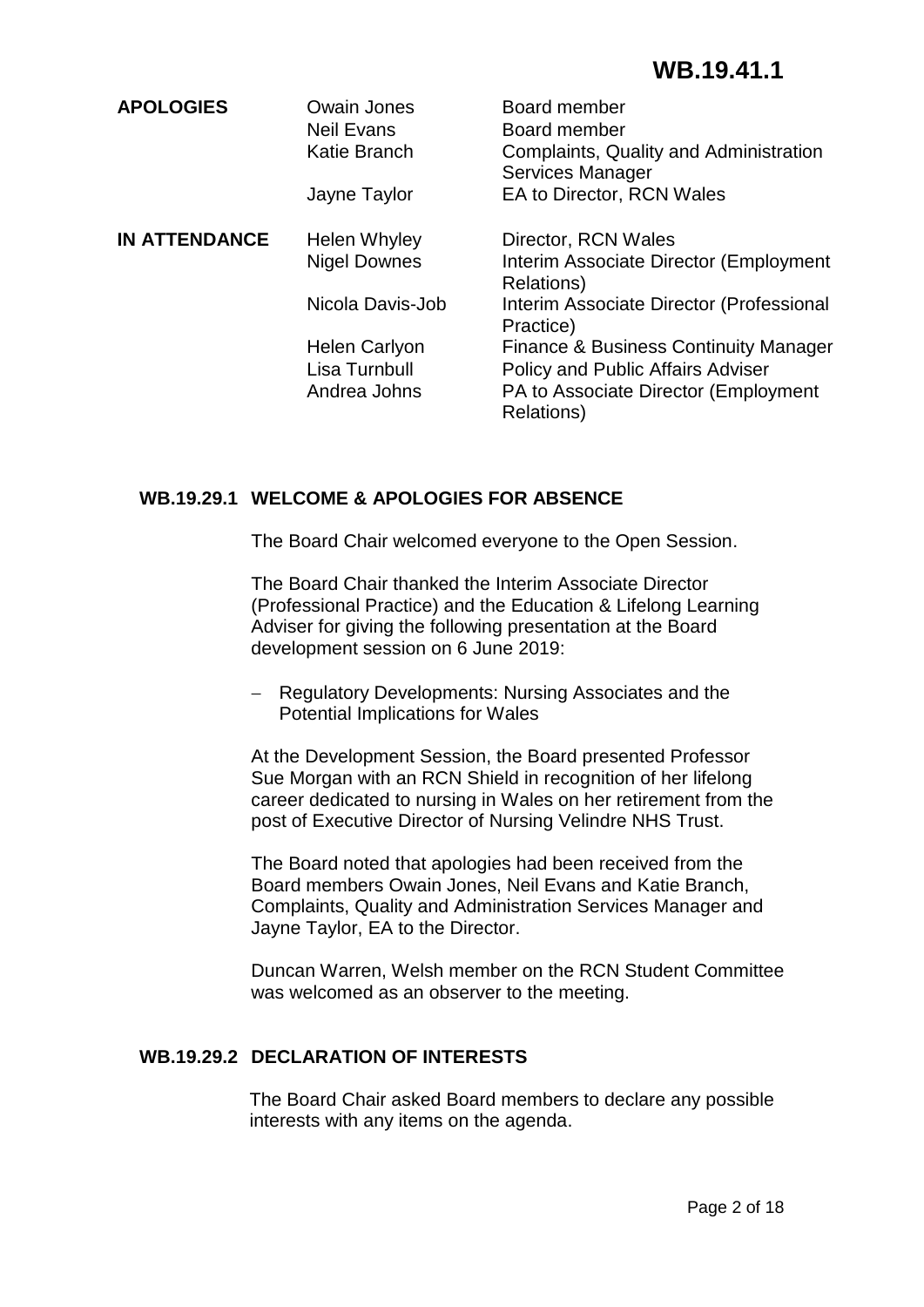**WB.19.41.1**

| | | |
|---|---|---|
| **APOLOGIES** | Owain Jones | Board member |
| | Neil Evans | Board member |
| | Katie Branch | Complaints, Quality and Administration Services Manager |
| | Jayne Taylor | EA to Director, RCN Wales |
| **IN ATTENDANCE** | Helen Whyley | Director, RCN Wales |
| | Nigel Downes | Interim Associate Director (Employment Relations) |
| | Nicola Davis-Job | Interim Associate Director (Professional Practice) |
| | Helen Carlyon | Finance & Business Continuity Manager |
| | Lisa Turnbull | Policy and Public Affairs Adviser |
| | Andrea Johns | PA to Associate Director (Employment Relations) |

### WB.19.29.1 WELCOME & APOLOGIES FOR ABSENCE

The Board Chair welcomed everyone to the Open Session.

The Board Chair thanked the Interim Associate Director (Professional Practice) and the Education & Lifelong Learning Adviser for giving the following presentation at the Board development session on 6 June 2019:

- Regulatory Developments: Nursing Associates and the Potential Implications for Wales

At the Development Session, the Board presented Professor Sue Morgan with an RCN Shield in recognition of her lifelong career dedicated to nursing in Wales on her retirement from the post of Executive Director of Nursing Velindre NHS Trust.

The Board noted that apologies had been received from the Board members Owain Jones, Neil Evans and Katie Branch, Complaints, Quality and Administration Services Manager and Jayne Taylor, EA to the Director.

Duncan Warren, Welsh member on the RCN Student Committee was welcomed as an observer to the meeting.

### WB.19.29.2 DECLARATION OF INTERESTS

The Board Chair asked Board members to declare any possible interests with any items on the agenda.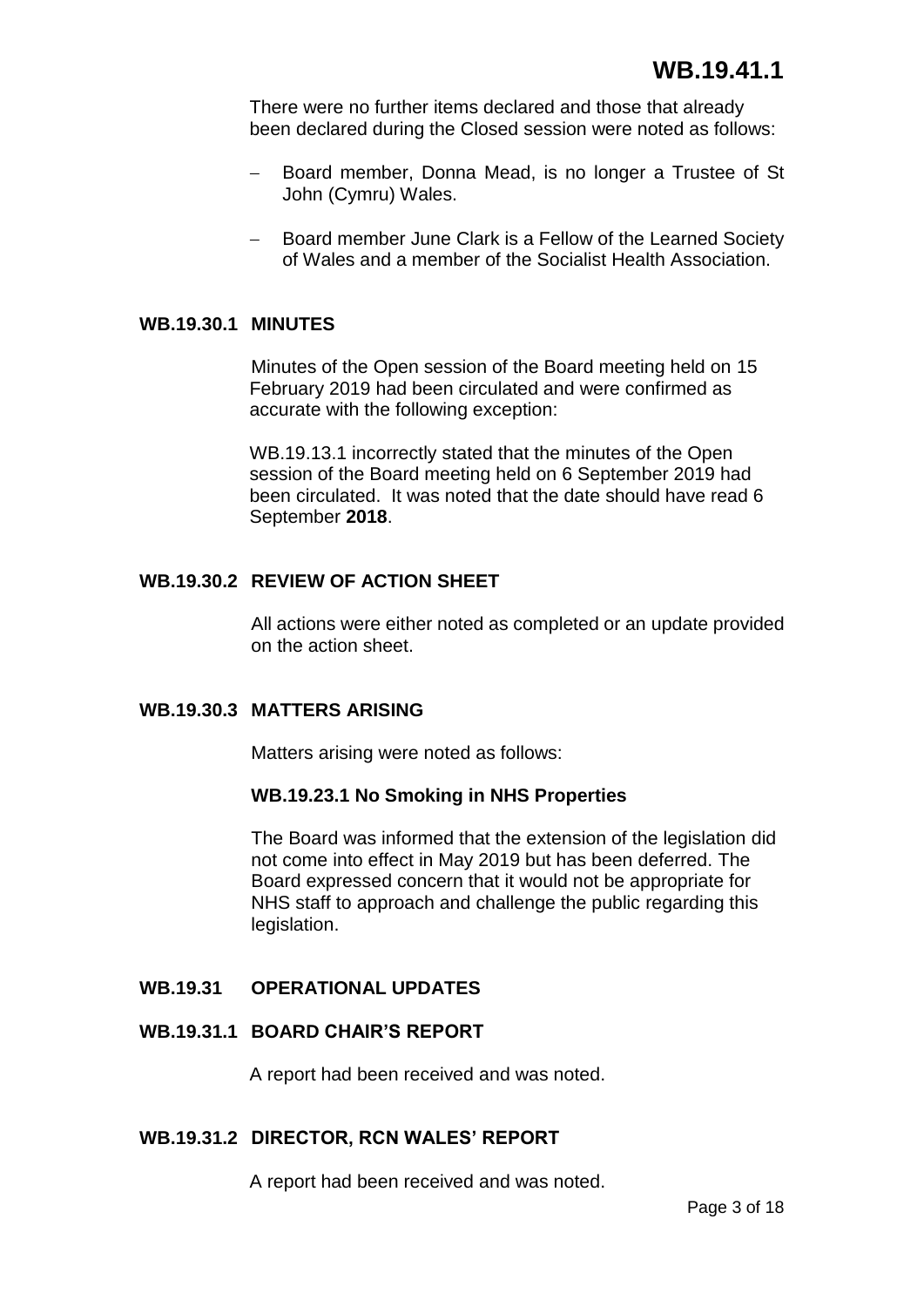There were no further items declared and those that already been declared during the Closed session were noted as follows:

- Board member, Donna Mead, is no longer a Trustee of St John (Cymru) Wales.
- Board member June Clark is a Fellow of the Learned Society of Wales and a member of the Socialist Health Association.

### WB.19.30.1 MINUTES

Minutes of the Open session of the Board meeting held on 15 February 2019 had been circulated and were confirmed as accurate with the following exception:

WB.19.13.1 incorrectly stated that the minutes of the Open session of the Board meeting held on 6 September 2019 had been circulated. It was noted that the date should have read 6 September **2018**.

### WB.19.30.2 REVIEW OF ACTION SHEET

All actions were either noted as completed or an update provided on the action sheet.

### WB.19.30.3 MATTERS ARISING

Matters arising were noted as follows:

**WB.19.23.1 No Smoking in NHS Properties**

The Board was informed that the extension of the legislation did not come into effect in May 2019 but has been deferred. The Board expressed concern that it would not be appropriate for NHS staff to approach and challenge the public regarding this legislation.

## WB.19.31 OPERATIONAL UPDATES

### WB.19.31.1 BOARD CHAIR'S REPORT

A report had been received and was noted.

### WB.19.31.2 DIRECTOR, RCN WALES' REPORT

A report had been received and was noted.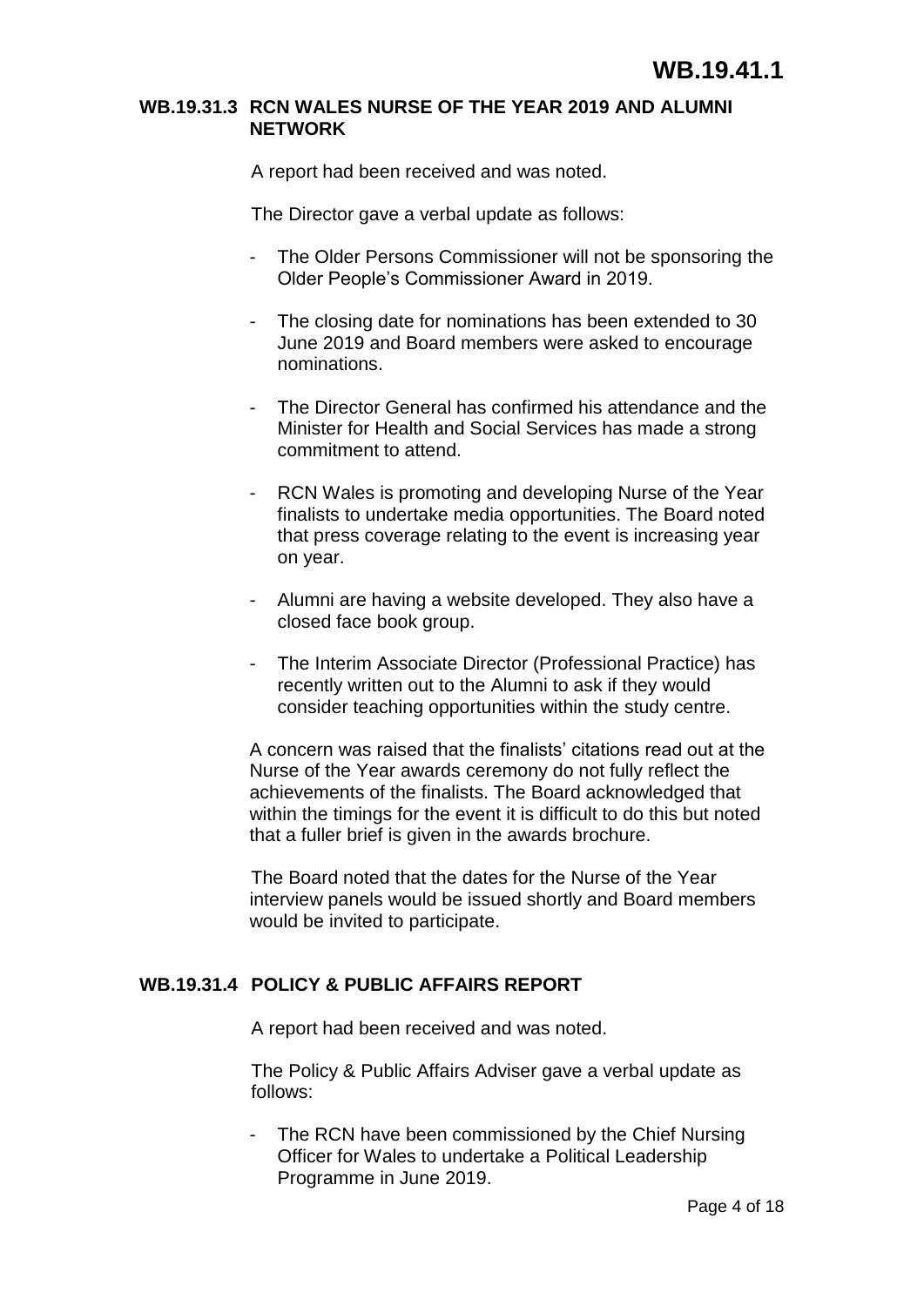### WB.19.31.3 RCN WALES NURSE OF THE YEAR 2019 AND ALUMNI NETWORK

A report had been received and was noted.

The Director gave a verbal update as follows:

- The Older Persons Commissioner will not be sponsoring the Older People's Commissioner Award in 2019.
- The closing date for nominations has been extended to 30 June 2019 and Board members were asked to encourage nominations.
- The Director General has confirmed his attendance and the Minister for Health and Social Services has made a strong commitment to attend.
- RCN Wales is promoting and developing Nurse of the Year finalists to undertake media opportunities. The Board noted that press coverage relating to the event is increasing year on year.
- Alumni are having a website developed. They also have a closed face book group.
- The Interim Associate Director (Professional Practice) has recently written out to the Alumni to ask if they would consider teaching opportunities within the study centre.

A concern was raised that the finalists' citations read out at the Nurse of the Year awards ceremony do not fully reflect the achievements of the finalists. The Board acknowledged that within the timings for the event it is difficult to do this but noted that a fuller brief is given in the awards brochure.

The Board noted that the dates for the Nurse of the Year interview panels would be issued shortly and Board members would be invited to participate.

### WB.19.31.4 POLICY & PUBLIC AFFAIRS REPORT

A report had been received and was noted.

The Policy & Public Affairs Adviser gave a verbal update as follows:

- The RCN have been commissioned by the Chief Nursing Officer for Wales to undertake a Political Leadership Programme in June 2019.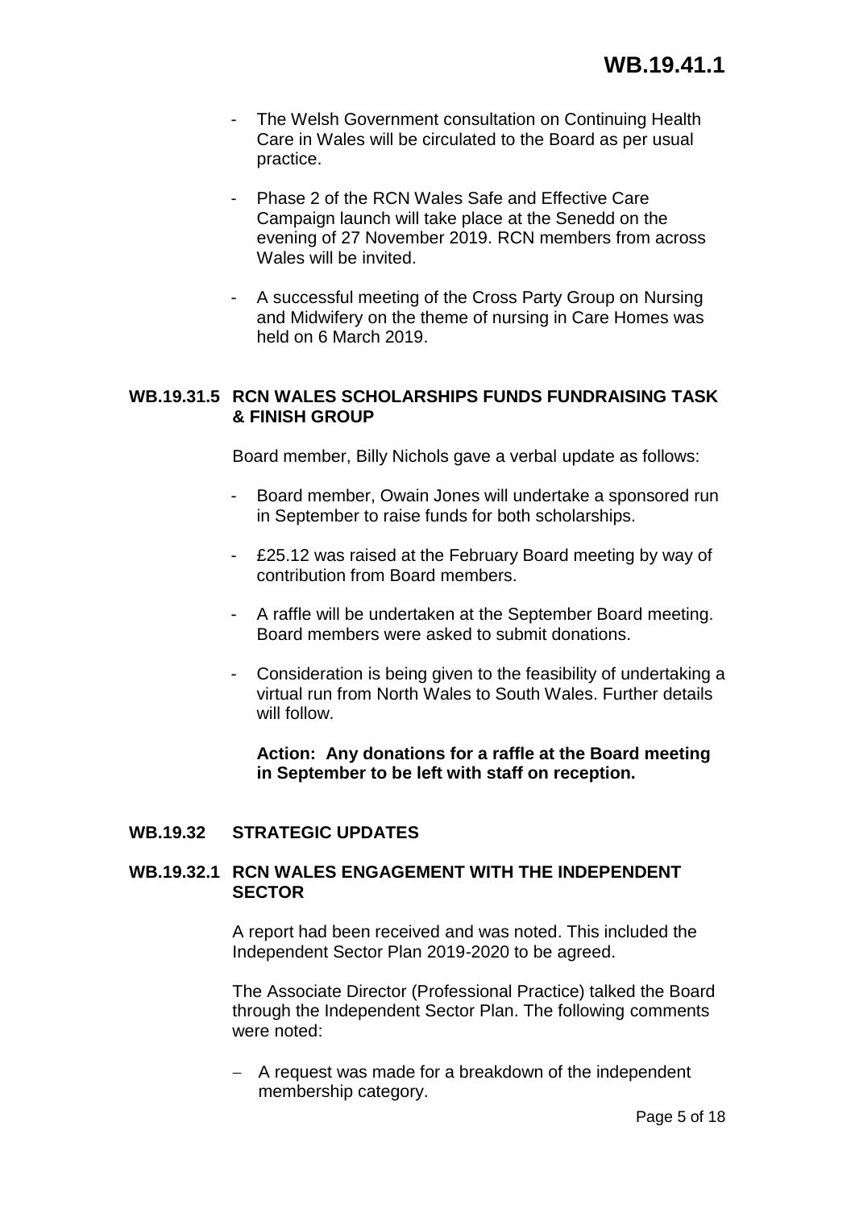- The Welsh Government consultation on Continuing Health Care in Wales will be circulated to the Board as per usual practice.

- Phase 2 of the RCN Wales Safe and Effective Care Campaign launch will take place at the Senedd on the evening of 27 November 2019. RCN members from across Wales will be invited.

- A successful meeting of the Cross Party Group on Nursing and Midwifery on the theme of nursing in Care Homes was held on 6 March 2019.

### WB.19.31.5 RCN WALES SCHOLARSHIPS FUNDS FUNDRAISING TASK & FINISH GROUP

Board member, Billy Nichols gave a verbal update as follows:

- Board member, Owain Jones will undertake a sponsored run in September to raise funds for both scholarships.

- £25.12 was raised at the February Board meeting by way of contribution from Board members.

- A raffle will be undertaken at the September Board meeting. Board members were asked to submit donations.

- Consideration is being given to the feasibility of undertaking a virtual run from North Wales to South Wales. Further details will follow.

**Action: Any donations for a raffle at the Board meeting in September to be left with staff on reception.**

## WB.19.32 STRATEGIC UPDATES

### WB.19.32.1 RCN WALES ENGAGEMENT WITH THE INDEPENDENT SECTOR

A report had been received and was noted. This included the Independent Sector Plan 2019-2020 to be agreed.

The Associate Director (Professional Practice) talked the Board through the Independent Sector Plan. The following comments were noted:

- A request was made for a breakdown of the independent membership category.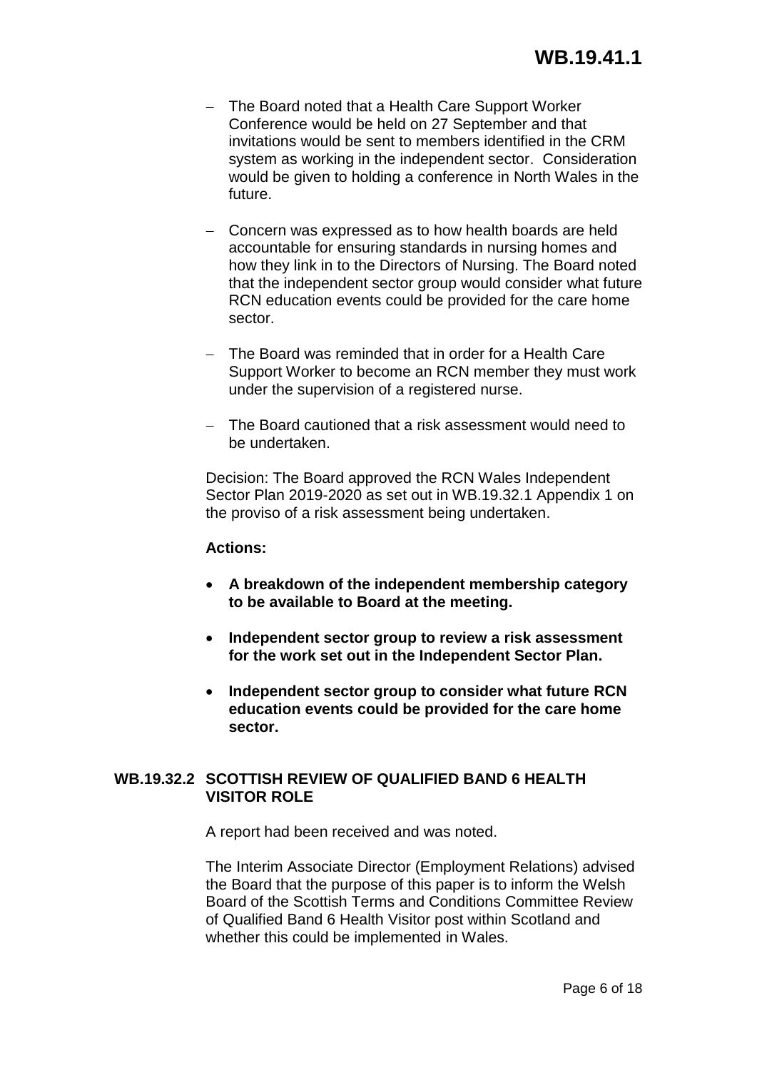- The Board noted that a Health Care Support Worker Conference would be held on 27 September and that invitations would be sent to members identified in the CRM system as working in the independent sector. Consideration would be given to holding a conference in North Wales in the future.

- Concern was expressed as to how health boards are held accountable for ensuring standards in nursing homes and how they link in to the Directors of Nursing. The Board noted that the independent sector group would consider what future RCN education events could be provided for the care home sector.

- The Board was reminded that in order for a Health Care Support Worker to become an RCN member they must work under the supervision of a registered nurse.

- The Board cautioned that a risk assessment would need to be undertaken.

Decision: The Board approved the RCN Wales Independent Sector Plan 2019-2020 as set out in WB.19.32.1 Appendix 1 on the proviso of a risk assessment being undertaken.

**Actions:**

- **A breakdown of the independent membership category to be available to Board at the meeting.**
- **Independent sector group to review a risk assessment for the work set out in the Independent Sector Plan.**
- **Independent sector group to consider what future RCN education events could be provided for the care home sector.**

### WB.19.32.2 SCOTTISH REVIEW OF QUALIFIED BAND 6 HEALTH VISITOR ROLE

A report had been received and was noted.

The Interim Associate Director (Employment Relations) advised the Board that the purpose of this paper is to inform the Welsh Board of the Scottish Terms and Conditions Committee Review of Qualified Band 6 Health Visitor post within Scotland and whether this could be implemented in Wales.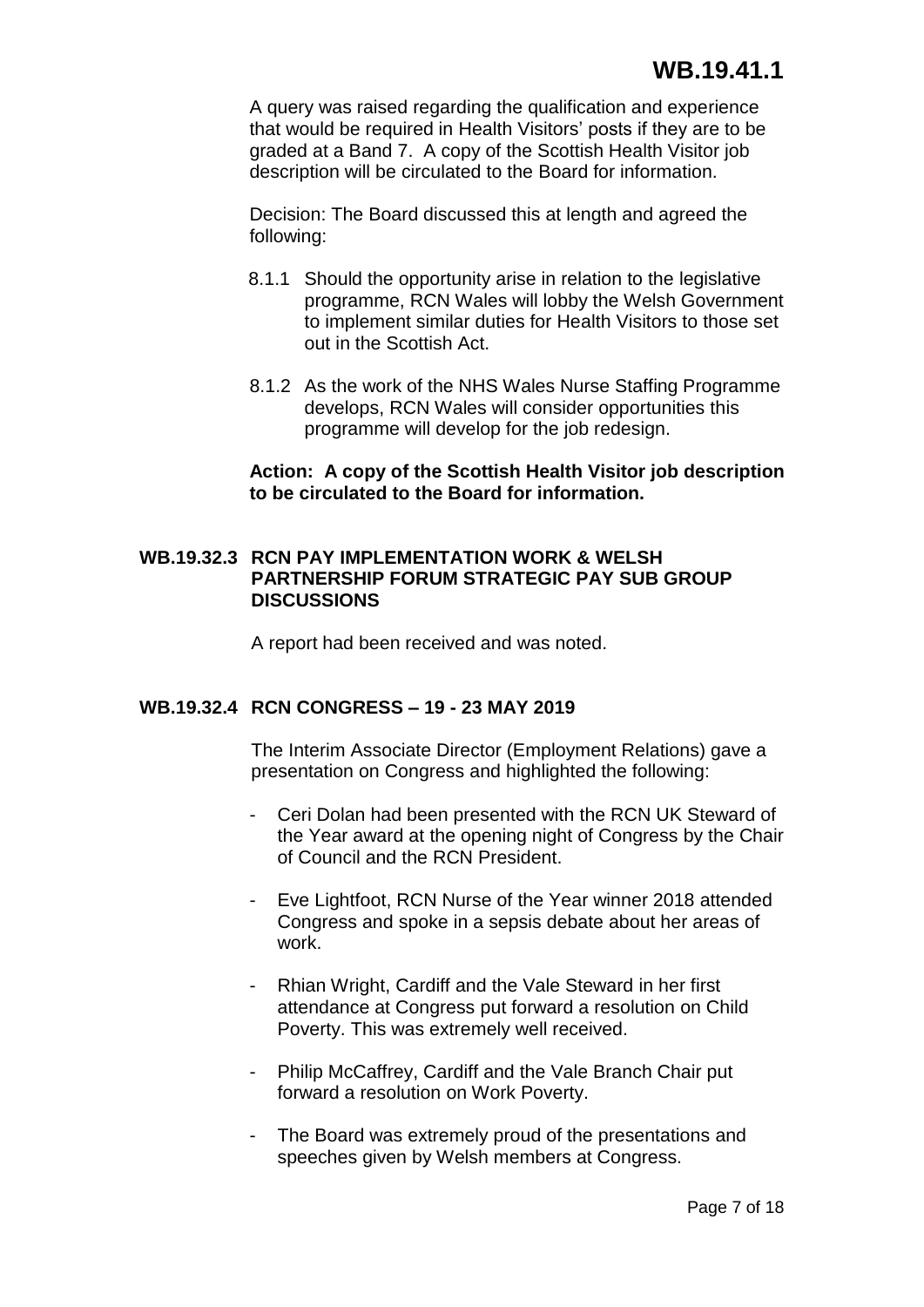A query was raised regarding the qualification and experience that would be required in Health Visitors' posts if they are to be graded at a Band 7. A copy of the Scottish Health Visitor job description will be circulated to the Board for information.

Decision: The Board discussed this at length and agreed the following:

8.1.1 Should the opportunity arise in relation to the legislative programme, RCN Wales will lobby the Welsh Government to implement similar duties for Health Visitors to those set out in the Scottish Act.

8.1.2 As the work of the NHS Wales Nurse Staffing Programme develops, RCN Wales will consider opportunities this programme will develop for the job redesign.

**Action: A copy of the Scottish Health Visitor job description to be circulated to the Board for information.**

### WB.19.32.3 RCN PAY IMPLEMENTATION WORK & WELSH PARTNERSHIP FORUM STRATEGIC PAY SUB GROUP DISCUSSIONS

A report had been received and was noted.

### WB.19.32.4 RCN CONGRESS – 19 - 23 MAY 2019

The Interim Associate Director (Employment Relations) gave a presentation on Congress and highlighted the following:

- Ceri Dolan had been presented with the RCN UK Steward of the Year award at the opening night of Congress by the Chair of Council and the RCN President.
- Eve Lightfoot, RCN Nurse of the Year winner 2018 attended Congress and spoke in a sepsis debate about her areas of work.
- Rhian Wright, Cardiff and the Vale Steward in her first attendance at Congress put forward a resolution on Child Poverty. This was extremely well received.
- Philip McCaffrey, Cardiff and the Vale Branch Chair put forward a resolution on Work Poverty.
- The Board was extremely proud of the presentations and speeches given by Welsh members at Congress.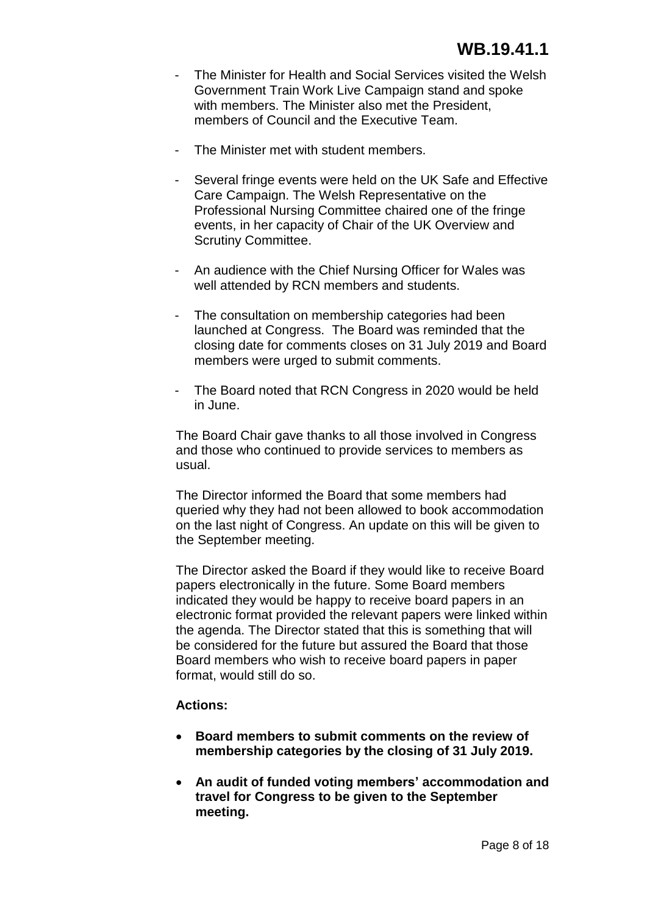- The Minister for Health and Social Services visited the Welsh Government Train Work Live Campaign stand and spoke with members. The Minister also met the President, members of Council and the Executive Team.
- The Minister met with student members.
- Several fringe events were held on the UK Safe and Effective Care Campaign. The Welsh Representative on the Professional Nursing Committee chaired one of the fringe events, in her capacity of Chair of the UK Overview and Scrutiny Committee.
- An audience with the Chief Nursing Officer for Wales was well attended by RCN members and students.
- The consultation on membership categories had been launched at Congress. The Board was reminded that the closing date for comments closes on 31 July 2019 and Board members were urged to submit comments.
- The Board noted that RCN Congress in 2020 would be held in June.

The Board Chair gave thanks to all those involved in Congress and those who continued to provide services to members as usual.

The Director informed the Board that some members had queried why they had not been allowed to book accommodation on the last night of Congress. An update on this will be given to the September meeting.

The Director asked the Board if they would like to receive Board papers electronically in the future. Some Board members indicated they would be happy to receive board papers in an electronic format provided the relevant papers were linked within the agenda. The Director stated that this is something that will be considered for the future but assured the Board that those Board members who wish to receive board papers in paper format, would still do so.

**Actions:**

- **Board members to submit comments on the review of membership categories by the closing of 31 July 2019.**
- **An audit of funded voting members' accommodation and travel for Congress to be given to the September meeting.**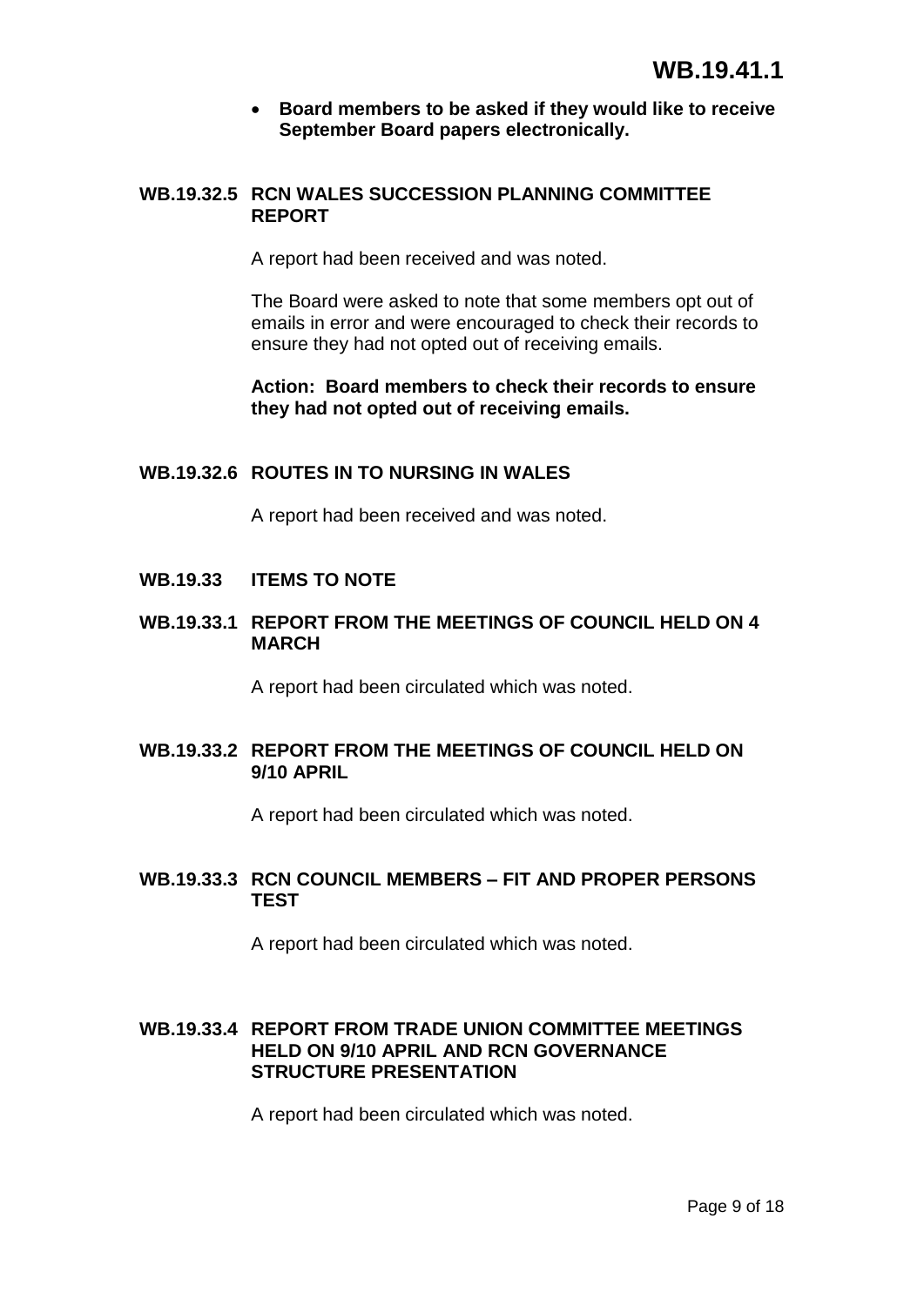- **Board members to be asked if they would like to receive September Board papers electronically.**

**WB.19.32.5 RCN WALES SUCCESSION PLANNING COMMITTEE REPORT**

A report had been received and was noted.

The Board were asked to note that some members opt out of emails in error and were encouraged to check their records to ensure they had not opted out of receiving emails.

**Action: Board members to check their records to ensure they had not opted out of receiving emails.**

**WB.19.32.6 ROUTES IN TO NURSING IN WALES**

A report had been received and was noted.

**WB.19.33 ITEMS TO NOTE**

**WB.19.33.1 REPORT FROM THE MEETINGS OF COUNCIL HELD ON 4 MARCH**

A report had been circulated which was noted.

**WB.19.33.2 REPORT FROM THE MEETINGS OF COUNCIL HELD ON 9/10 APRIL**

A report had been circulated which was noted.

**WB.19.33.3 RCN COUNCIL MEMBERS – FIT AND PROPER PERSONS TEST**

A report had been circulated which was noted.

**WB.19.33.4 REPORT FROM TRADE UNION COMMITTEE MEETINGS HELD ON 9/10 APRIL AND RCN GOVERNANCE STRUCTURE PRESENTATION**

A report had been circulated which was noted.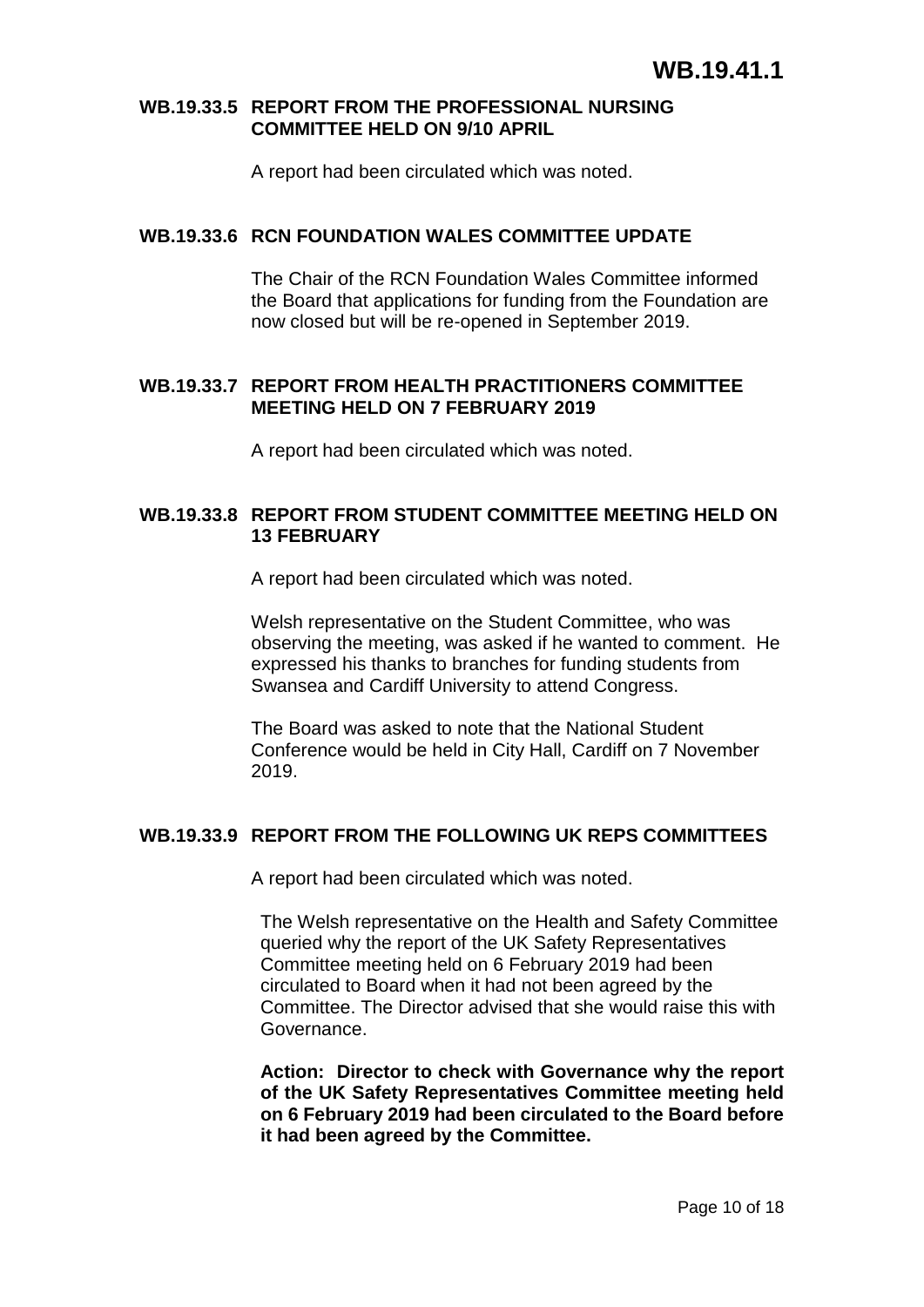**WB.19.41.1**

### WB.19.33.5 REPORT FROM THE PROFESSIONAL NURSING COMMITTEE HELD ON 9/10 APRIL

A report had been circulated which was noted.

### WB.19.33.6 RCN FOUNDATION WALES COMMITTEE UPDATE

The Chair of the RCN Foundation Wales Committee informed the Board that applications for funding from the Foundation are now closed but will be re-opened in September 2019.

### WB.19.33.7 REPORT FROM HEALTH PRACTITIONERS COMMITTEE MEETING HELD ON 7 FEBRUARY 2019

A report had been circulated which was noted.

### WB.19.33.8 REPORT FROM STUDENT COMMITTEE MEETING HELD ON 13 FEBRUARY

A report had been circulated which was noted.

Welsh representative on the Student Committee, who was observing the meeting, was asked if he wanted to comment. He expressed his thanks to branches for funding students from Swansea and Cardiff University to attend Congress.

The Board was asked to note that the National Student Conference would be held in City Hall, Cardiff on 7 November 2019.

### WB.19.33.9 REPORT FROM THE FOLLOWING UK REPS COMMITTEES

A report had been circulated which was noted.

The Welsh representative on the Health and Safety Committee queried why the report of the UK Safety Representatives Committee meeting held on 6 February 2019 had been circulated to Board when it had not been agreed by the Committee. The Director advised that she would raise this with Governance.

**Action: Director to check with Governance why the report of the UK Safety Representatives Committee meeting held on 6 February 2019 had been circulated to the Board before it had been agreed by the Committee.**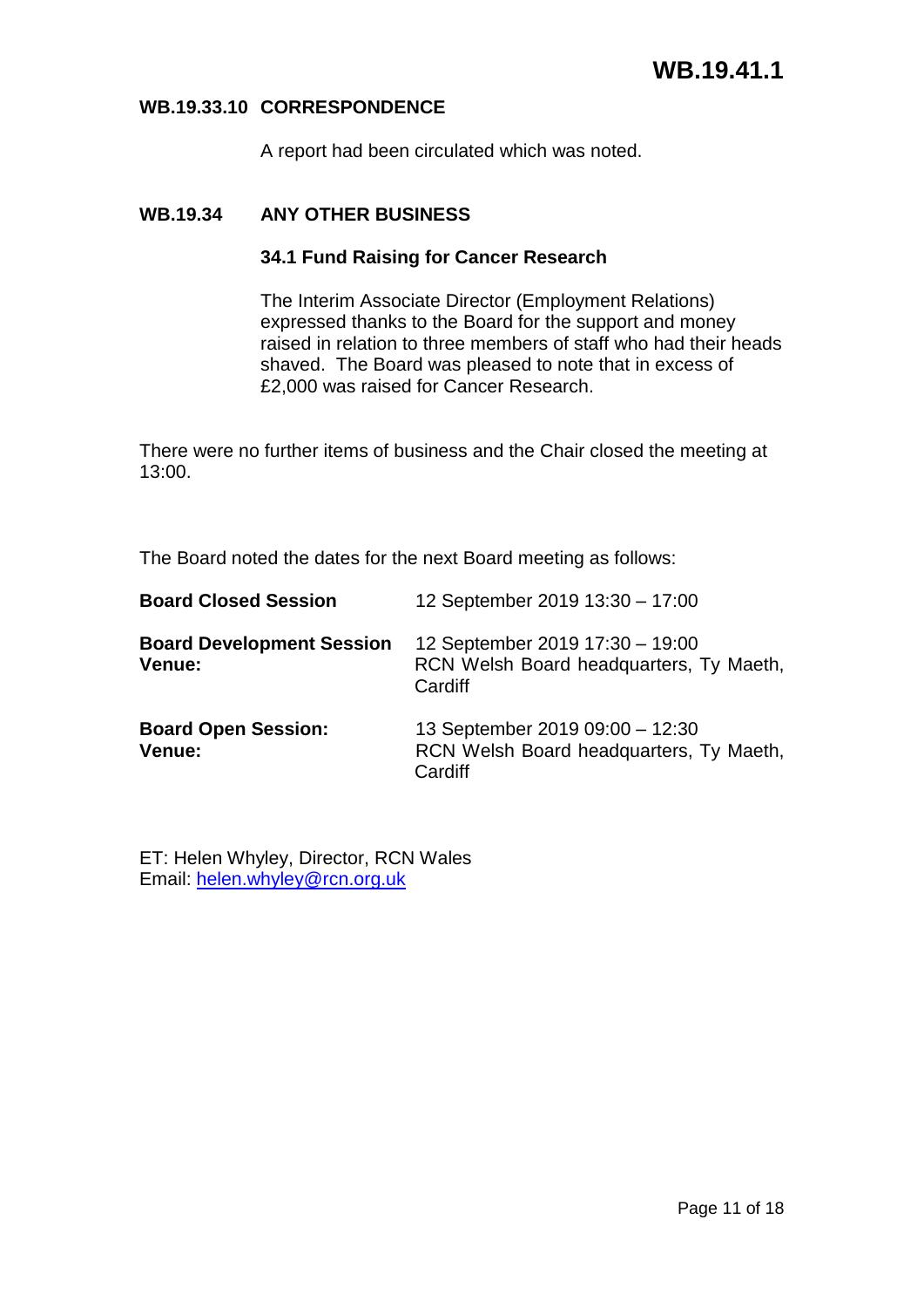**WB.19.41.1**

**WB.19.33.10 CORRESPONDENCE**

A report had been circulated which was noted.

**WB.19.34 ANY OTHER BUSINESS**

**34.1 Fund Raising for Cancer Research**

The Interim Associate Director (Employment Relations) expressed thanks to the Board for the support and money raised in relation to three members of staff who had their heads shaved. The Board was pleased to note that in excess of £2,000 was raised for Cancer Research.

There were no further items of business and the Chair closed the meeting at 13:00.

The Board noted the dates for the next Board meeting as follows:

| | |
|---|---|
| **Board Closed Session** | 12 September 2019 13:30 – 17:00 |
| **Board Development Session Venue:** | 12 September 2019 17:30 – 19:00<br>RCN Welsh Board headquarters, Ty Maeth, Cardiff |
| **Board Open Session: Venue:** | 13 September 2019 09:00 – 12:30<br>RCN Welsh Board headquarters, Ty Maeth, Cardiff |

ET: Helen Whyley, Director, RCN Wales
Email: helen.whyley@rcn.org.uk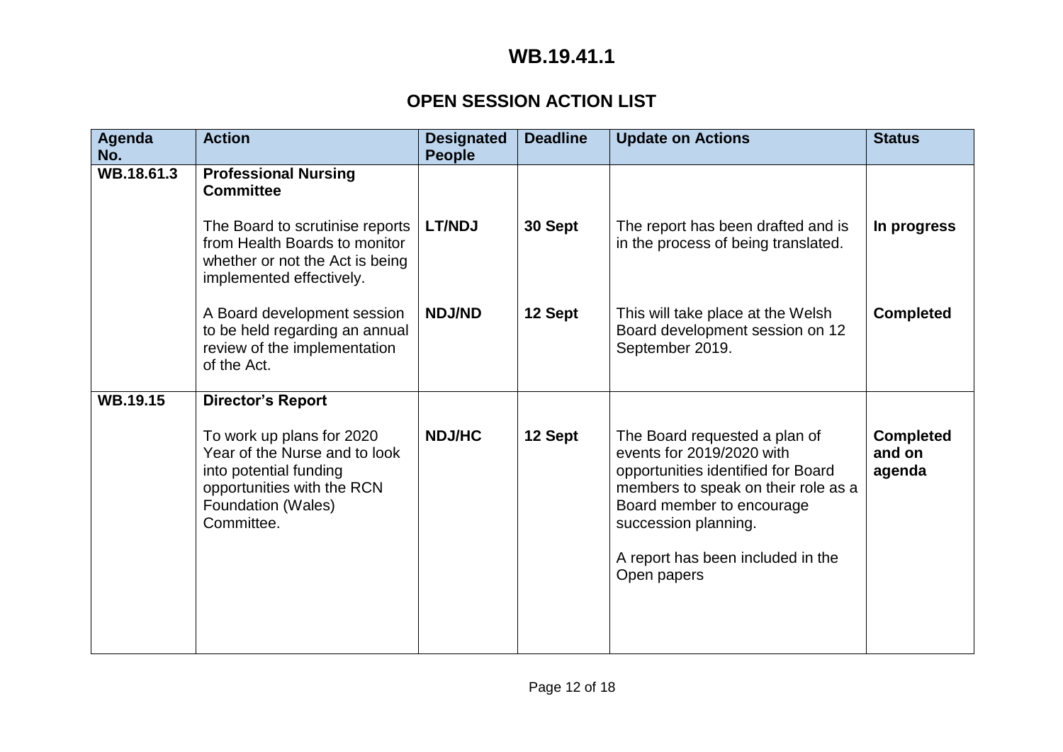# WB.19.41.1

## OPEN SESSION ACTION LIST

| Agenda No. | Action | Designated People | Deadline | Update on Actions | Status |
|---|---|---|---|---|---|
| WB.18.61.3 | **Professional Nursing Committee** | | | | |
| | The Board to scrutinise reports from Health Boards to monitor whether or not the Act is being implemented effectively. | **LT/NDJ** | **30 Sept** | The report has been drafted and is in the process of being translated. | **In progress** |
| | A Board development session to be held regarding an annual review of the implementation of the Act. | **NDJ/ND** | **12 Sept** | This will take place at the Welsh Board development session on 12 September 2019. | **Completed** |
| **WB.19.15** | **Director's Report** | | | | |
| | To work up plans for 2020 Year of the Nurse and to look into potential funding opportunities with the RCN Foundation (Wales) Committee. | **NDJ/HC** | **12 Sept** | The Board requested a plan of events for 2019/2020 with opportunities identified for Board members to speak on their role as a Board member to encourage succession planning.<br><br>A report has been included in the Open papers | **Completed and on agenda** |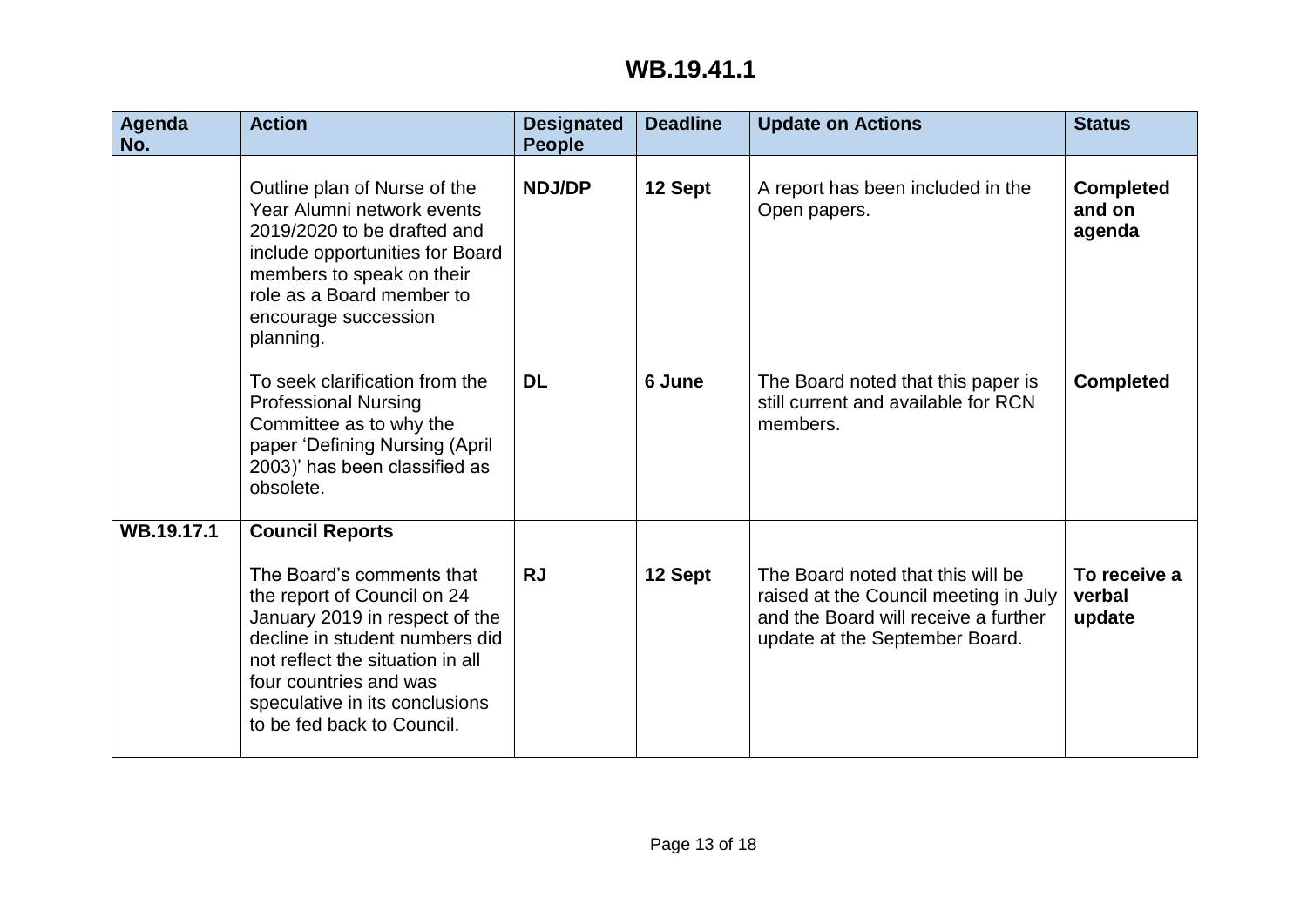# WB.19.41.1

| Agenda No. | Action | Designated People | Deadline | Update on Actions | Status |
|---|---|---|---|---|---|
| | Outline plan of Nurse of the Year Alumni network events 2019/2020 to be drafted and include opportunities for Board members to speak on their role as a Board member to encourage succession planning. | **NDJ/DP** | **12 Sept** | A report has been included in the Open papers. | **Completed and on agenda** |
| | To seek clarification from the Professional Nursing Committee as to why the paper 'Defining Nursing (April 2003)' has been classified as obsolete. | **DL** | **6 June** | The Board noted that this paper is still current and available for RCN members. | **Completed** |
| **WB.19.17.1** | **Council Reports** | | | | |
| | The Board's comments that the report of Council on 24 January 2019 in respect of the decline in student numbers did not reflect the situation in all four countries and was speculative in its conclusions to be fed back to Council. | **RJ** | **12 Sept** | The Board noted that this will be raised at the Council meeting in July and the Board will receive a further update at the September Board. | **To receive a verbal update** |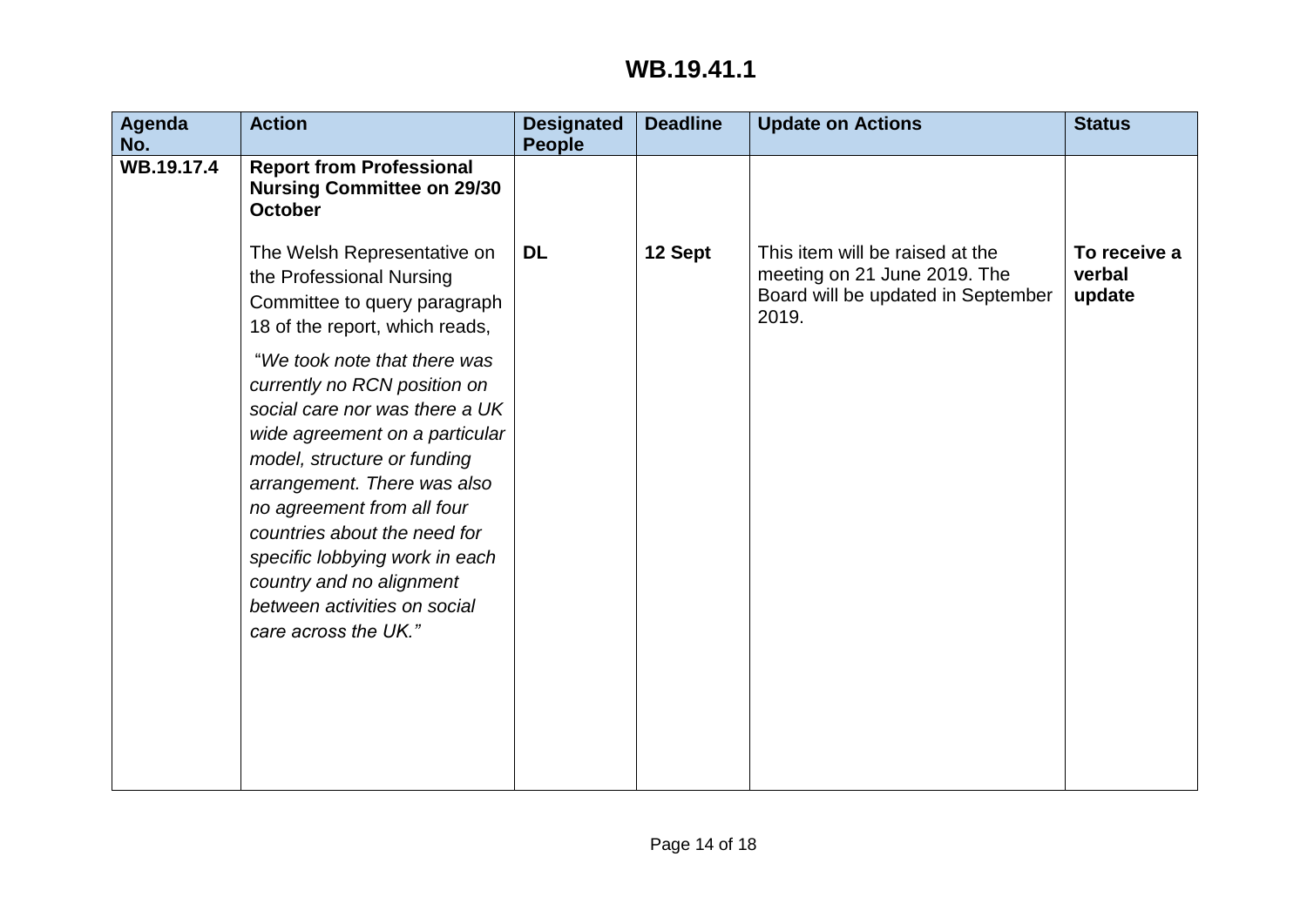# WB.19.41.1

| Agenda No. | Action | Designated People | Deadline | Update on Actions | Status |
|---|---|---|---|---|---|
| **WB.19.17.4** | **Report from Professional Nursing Committee on 29/30 October**<br><br>The Welsh Representative on the Professional Nursing Committee to query paragraph 18 of the report, which reads,<br><br>*"We took note that there was currently no RCN position on social care nor was there a UK wide agreement on a particular model, structure or funding arrangement. There was also no agreement from all four countries about the need for specific lobbying work in each country and no alignment between activities on social care across the UK."* | **DL** | **12 Sept** | This item will be raised at the meeting on 21 June 2019. The Board will be updated in September 2019. | **To receive a verbal update** |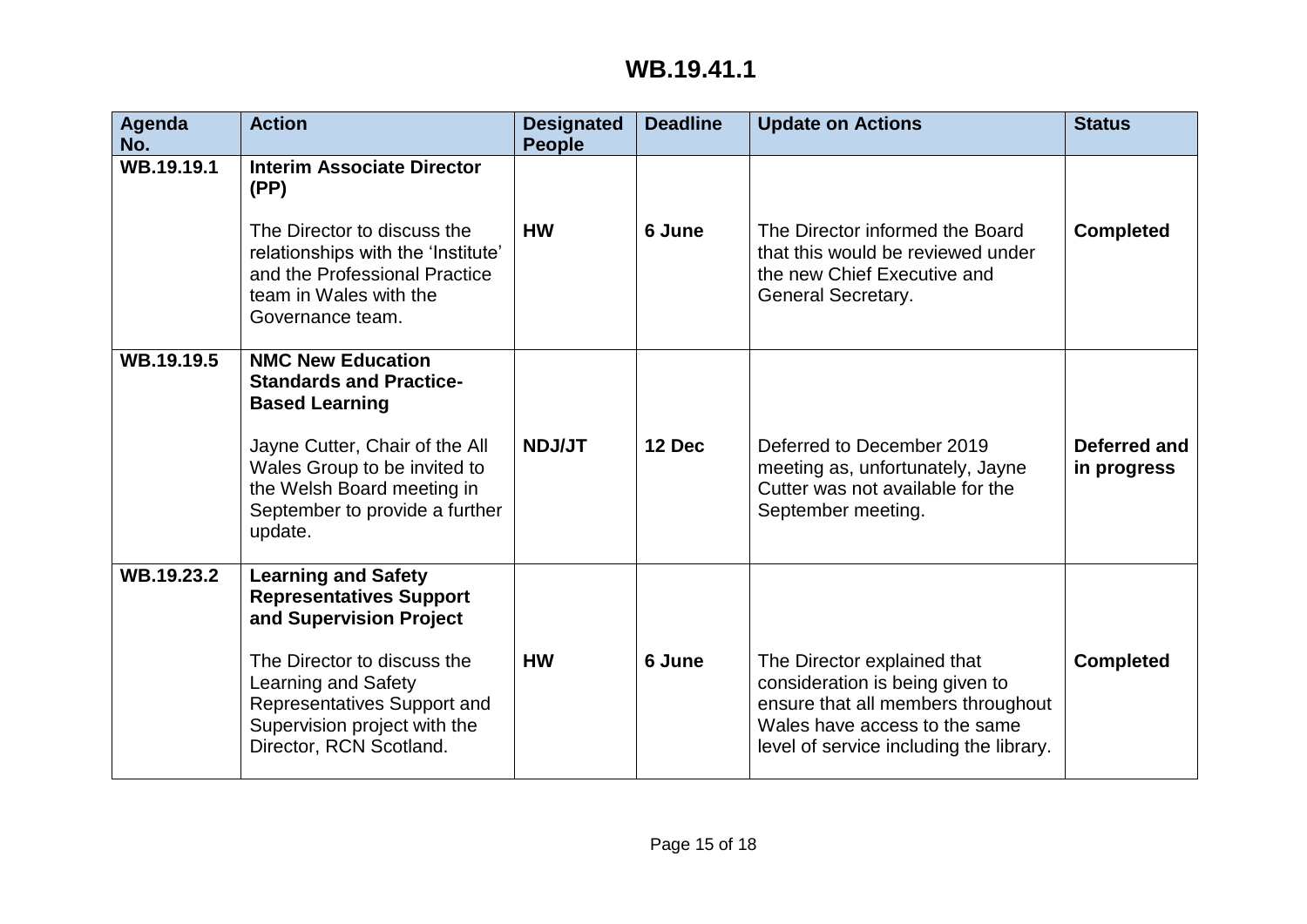# WB.19.41.1

| Agenda No. | Action | Designated People | Deadline | Update on Actions | Status |
|---|---|---|---|---|---|
| WB.19.19.1 | **Interim Associate Director (PP)**<br><br>The Director to discuss the relationships with the 'Institute' and the Professional Practice team in Wales with the Governance team. | **HW** | **6 June** | The Director informed the Board that this would be reviewed under the new Chief Executive and General Secretary. | **Completed** |
| WB.19.19.5 | **NMC New Education Standards and Practice-Based Learning**<br><br>Jayne Cutter, Chair of the All Wales Group to be invited to the Welsh Board meeting in September to provide a further update. | **NDJ/JT** | **12 Dec** | Deferred to December 2019 meeting as, unfortunately, Jayne Cutter was not available for the September meeting. | **Deferred and in progress** |
| WB.19.23.2 | **Learning and Safety Representatives Support and Supervision Project**<br><br>The Director to discuss the Learning and Safety Representatives Support and Supervision project with the Director, RCN Scotland. | **HW** | **6 June** | The Director explained that consideration is being given to ensure that all members throughout Wales have access to the same level of service including the library. | **Completed** |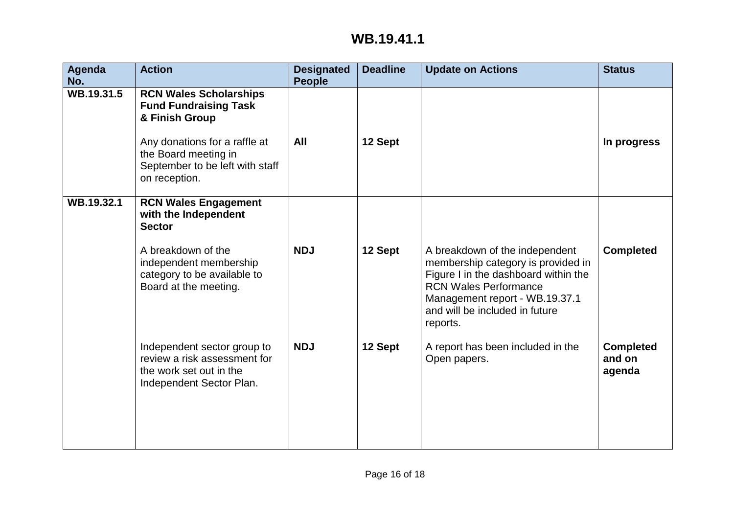# WB.19.41.1

| Agenda No. | Action | Designated People | Deadline | Update on Actions | Status |
|---|---|---|---|---|---|
| WB.19.31.5 | **RCN Wales Scholarships Fund Fundraising Task & Finish Group** | | | | |
| | Any donations for a raffle at the Board meeting in September to be left with staff on reception. | **All** | **12 Sept** | | **In progress** |
| WB.19.32.1 | **RCN Wales Engagement with the Independent Sector** | | | | |
| | A breakdown of the independent membership category to be available to Board at the meeting. | **NDJ** | **12 Sept** | A breakdown of the independent membership category is provided in Figure I in the dashboard within the RCN Wales Performance Management report - WB.19.37.1 and will be included in future reports. | **Completed** |
| | Independent sector group to review a risk assessment for the work set out in the Independent Sector Plan. | **NDJ** | **12 Sept** | A report has been included in the Open papers. | **Completed and on agenda** |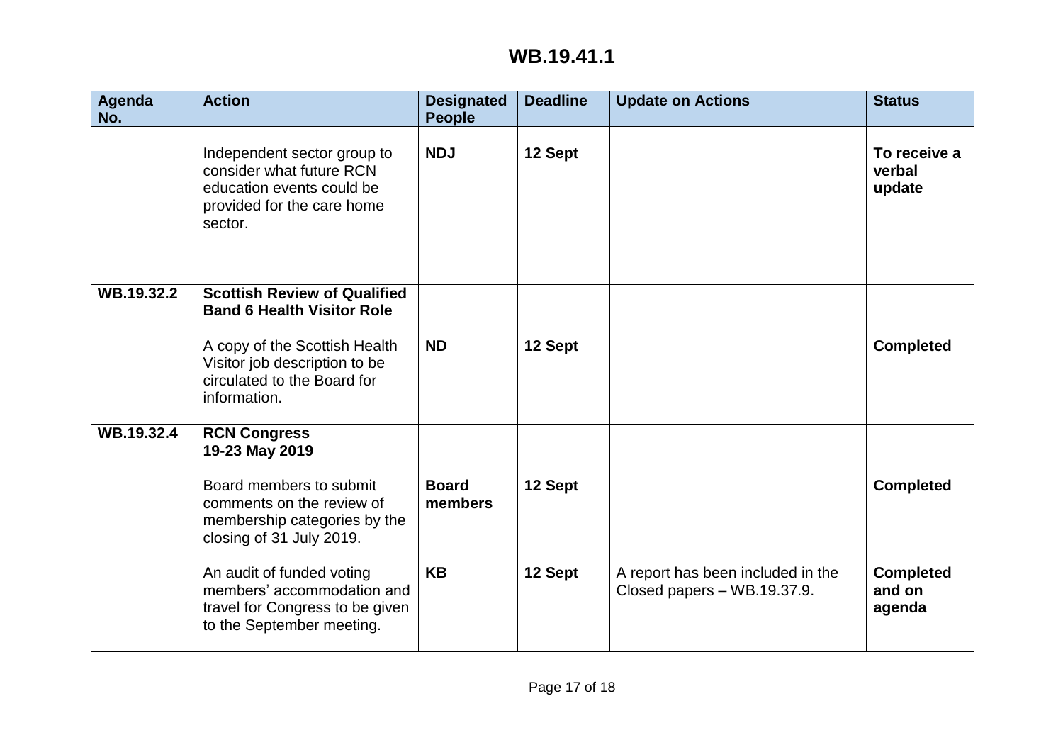# WB.19.41.1

| Agenda No. | Action | Designated People | Deadline | Update on Actions | Status |
|---|---|---|---|---|---|
| | Independent sector group to consider what future RCN education events could be provided for the care home sector. | **NDJ** | **12 Sept** | | **To receive a verbal update** |
| **WB.19.32.2** | **Scottish Review of Qualified Band 6 Health Visitor Role**<br><br>A copy of the Scottish Health Visitor job description to be circulated to the Board for information. | **ND** | **12 Sept** | | **Completed** |
| **WB.19.32.4** | **RCN Congress 19-23 May 2019**<br><br>Board members to submit comments on the review of membership categories by the closing of 31 July 2019. | **Board members** | **12 Sept** | | **Completed** |
| | An audit of funded voting members' accommodation and travel for Congress to be given to the September meeting. | **KB** | **12 Sept** | A report has been included in the Closed papers – WB.19.37.9. | **Completed and on agenda** |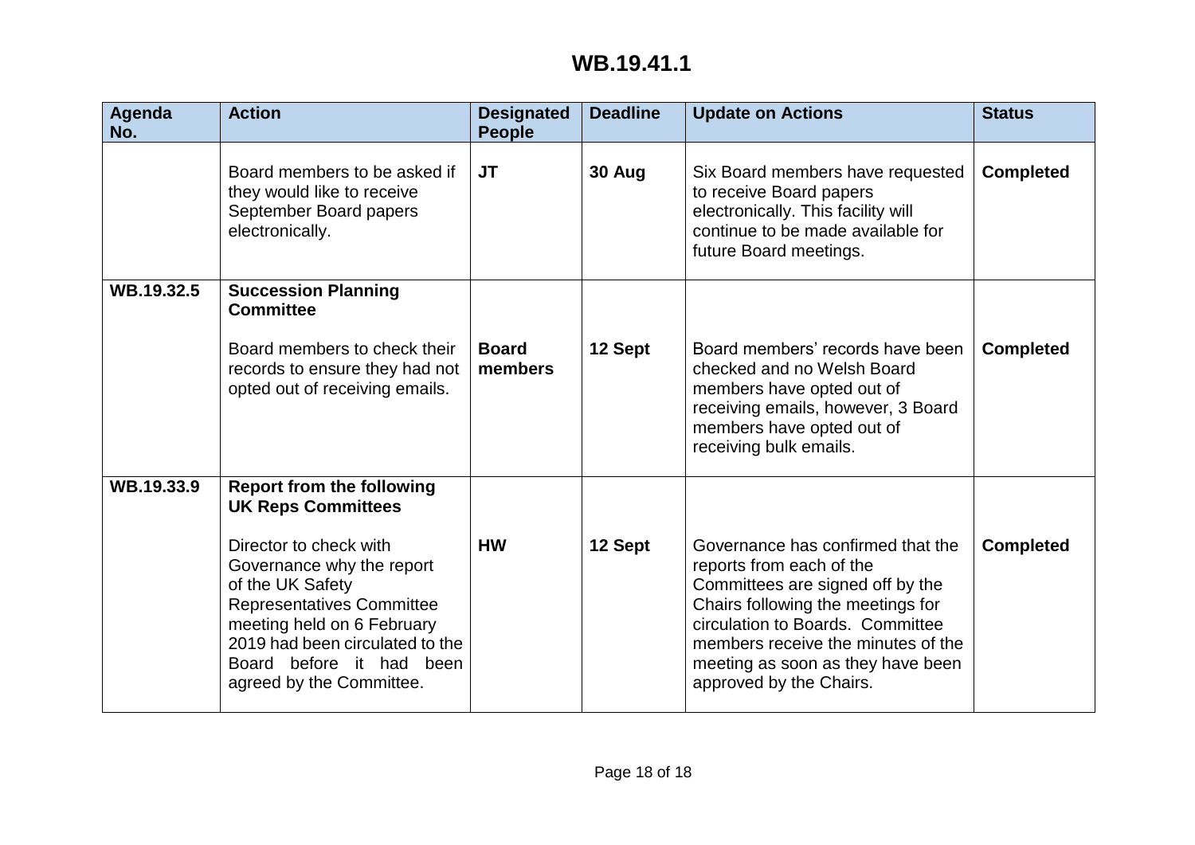# WB.19.41.1

| Agenda No. | Action | Designated People | Deadline | Update on Actions | Status |
|---|---|---|---|---|---|
| | Board members to be asked if they would like to receive September Board papers electronically. | **JT** | **30 Aug** | Six Board members have requested to receive Board papers electronically. This facility will continue to be made available for future Board meetings. | **Completed** |
| **WB.19.32.5** | **Succession Planning Committee**<br><br>Board members to check their records to ensure they had not opted out of receiving emails. | **Board members** | **12 Sept** | Board members' records have been checked and no Welsh Board members have opted out of receiving emails, however, 3 Board members have opted out of receiving bulk emails. | **Completed** |
| **WB.19.33.9** | **Report from the following UK Reps Committees**<br><br>Director to check with Governance why the report of the UK Safety Representatives Committee meeting held on 6 February 2019 had been circulated to the Board before it had been agreed by the Committee. | **HW** | **12 Sept** | Governance has confirmed that the reports from each of the Committees are signed off by the Chairs following the meetings for circulation to Boards. Committee members receive the minutes of the meeting as soon as they have been approved by the Chairs. | **Completed** |